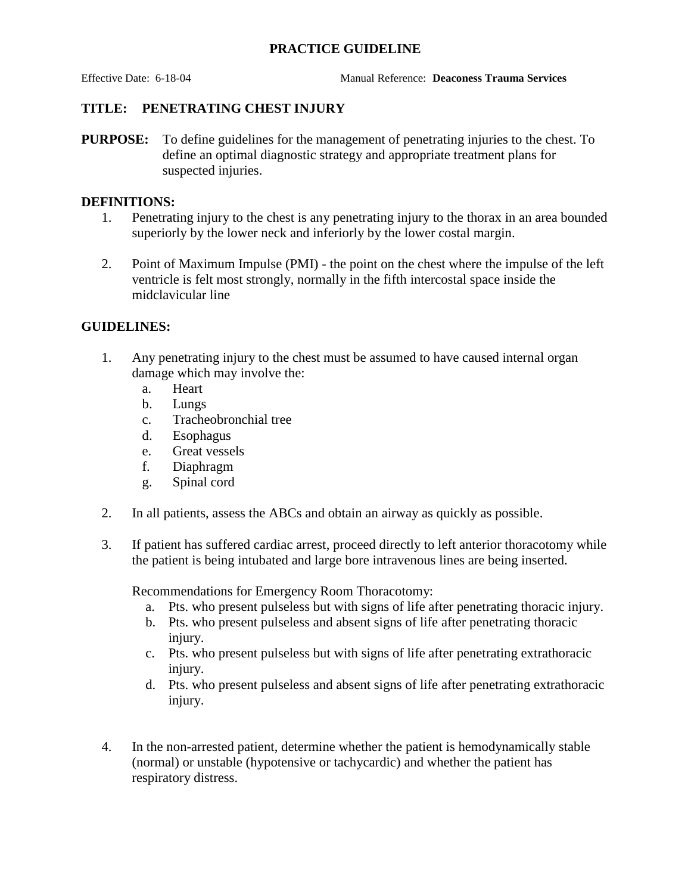# PRACTICE GUIDELINE

Effective Date: 6-18-04 Manual Reference: **Deaconess Trauma Services**

## TITLE: PENETRATING CHEST INJURY

**PURPOSE:** To define guidelines for the management of penetrating injuries to the chest. To define an optimal diagnostic strategy and appropriate treatment plans for suspected injuries.

**DEFINITIONS:**

1. Penetrating injury to the chest is any penetrating injury to the thorax in an area bounded superiorly by the lower neck and inferiorly by the lower costal margin.

2. Point of Maximum Impulse (PMI) - the point on the chest where the impulse of the left ventricle is felt most strongly, normally in the fifth intercostal space inside the midclavicular line

**GUIDELINES:**

1. Any penetrating injury to the chest must be assumed to have caused internal organ damage which may involve the:
   a. Heart
   b. Lungs
   c. Tracheobronchial tree
   d. Esophagus
   e. Great vessels
   f. Diaphragm
   g. Spinal cord

2. In all patients, assess the ABCs and obtain an airway as quickly as possible.

3. If patient has suffered cardiac arrest, proceed directly to left anterior thoracotomy while the patient is being intubated and large bore intravenous lines are being inserted.

   Recommendations for Emergency Room Thoracotomy:
   a. Pts. who present pulseless but with signs of life after penetrating thoracic injury.
   b. Pts. who present pulseless and absent signs of life after penetrating thoracic injury.
   c. Pts. who present pulseless but with signs of life after penetrating extrathoracic injury.
   d. Pts. who present pulseless and absent signs of life after penetrating extrathoracic injury.

4. In the non-arrested patient, determine whether the patient is hemodynamically stable (normal) or unstable (hypotensive or tachycardic) and whether the patient has respiratory distress.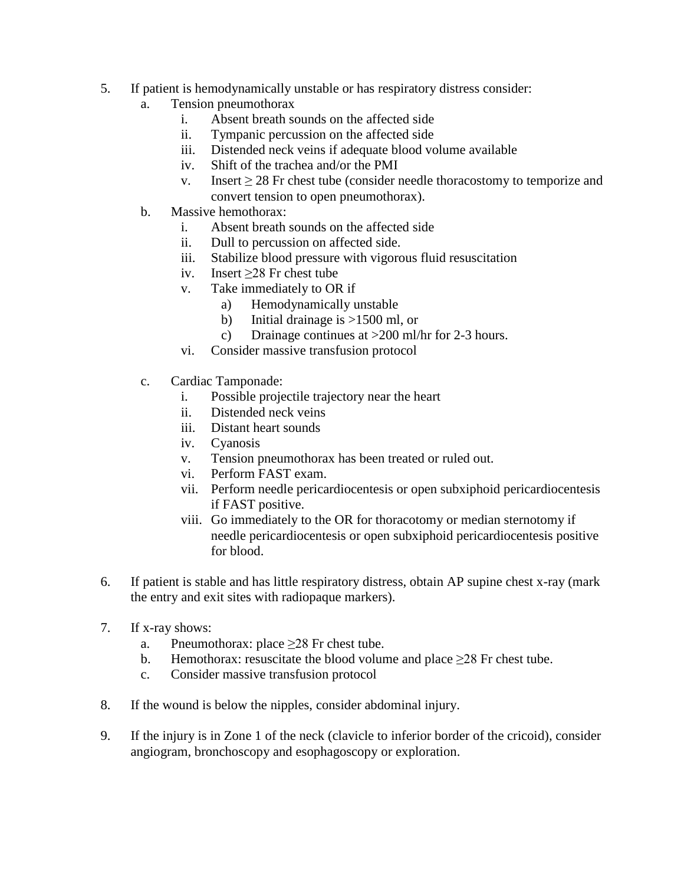5. If patient is hemodynamically unstable or has respiratory distress consider:
    a. Tension pneumothorax
        i. Absent breath sounds on the affected side
        ii. Tympanic percussion on the affected side
        iii. Distended neck veins if adequate blood volume available
        iv. Shift of the trachea and/or the PMI
        v. Insert ≥ 28 Fr chest tube (consider needle thoracostomy to temporize and convert tension to open pneumothorax).
    b. Massive hemothorax:
        i. Absent breath sounds on the affected side
        ii. Dull to percussion on affected side.
        iii. Stabilize blood pressure with vigorous fluid resuscitation
        iv. Insert ≥28 Fr chest tube
        v. Take immediately to OR if
            a) Hemodynamically unstable
            b) Initial drainage is >1500 ml, or
            c) Drainage continues at >200 ml/hr for 2-3 hours.
        vi. Consider massive transfusion protocol
    c. Cardiac Tamponade:
        i. Possible projectile trajectory near the heart
        ii. Distended neck veins
        iii. Distant heart sounds
        iv. Cyanosis
        v. Tension pneumothorax has been treated or ruled out.
        vi. Perform FAST exam.
        vii. Perform needle pericardiocentesis or open subxiphoid pericardiocentesis if FAST positive.
        viii. Go immediately to the OR for thoracotomy or median sternotomy if needle pericardiocentesis or open subxiphoid pericardiocentesis positive for blood.

6. If patient is stable and has little respiratory distress, obtain AP supine chest x-ray (mark the entry and exit sites with radiopaque markers).

7. If x-ray shows:
    a. Pneumothorax: place ≥28 Fr chest tube.
    b. Hemothorax: resuscitate the blood volume and place ≥28 Fr chest tube.
    c. Consider massive transfusion protocol

8. If the wound is below the nipples, consider abdominal injury.

9. If the injury is in Zone 1 of the neck (clavicle to inferior border of the cricoid), consider angiogram, bronchoscopy and esophagoscopy or exploration.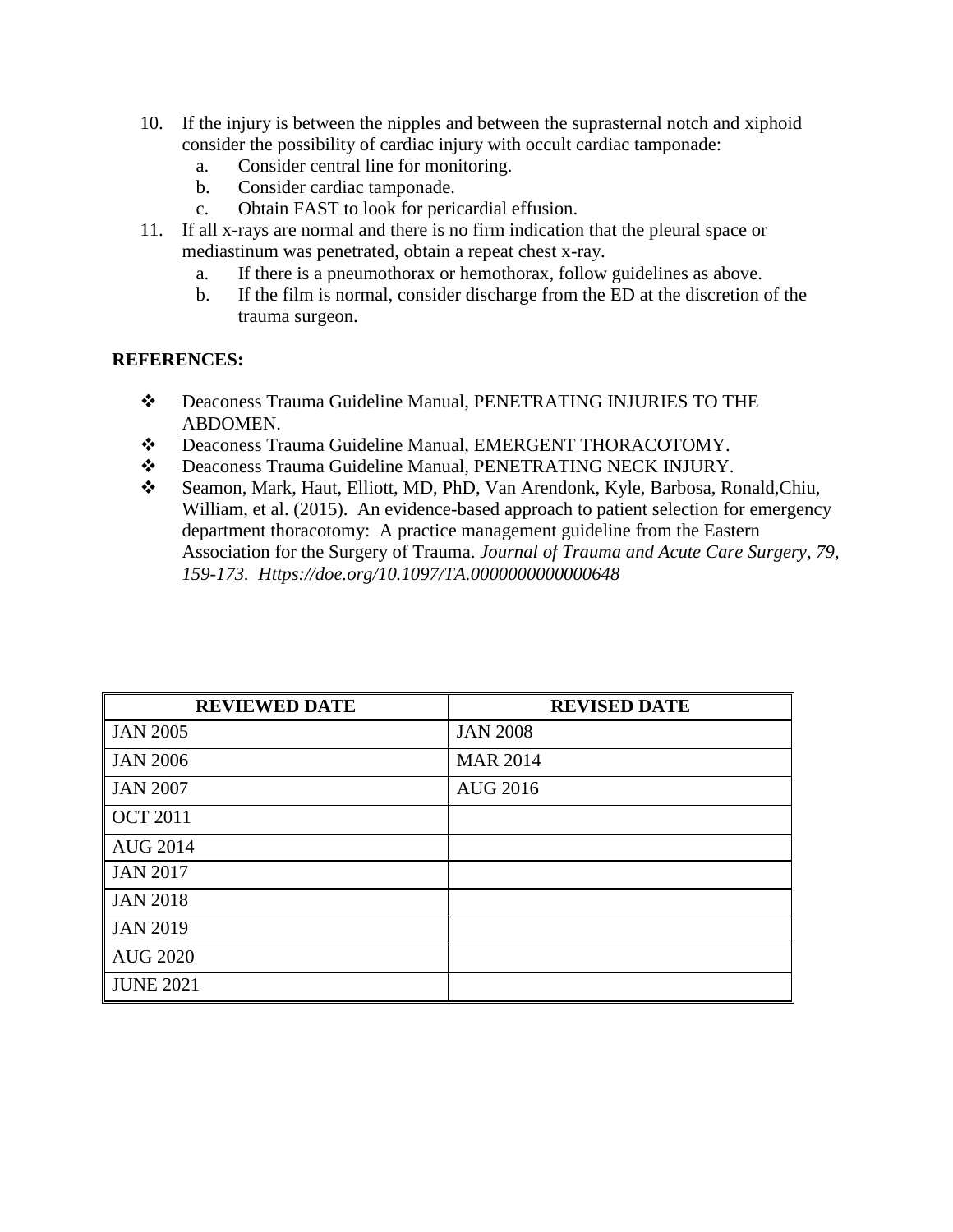10. If the injury is between the nipples and between the suprasternal notch and xiphoid consider the possibility of cardiac injury with occult cardiac tamponade:
    a. Consider central line for monitoring.
    b. Consider cardiac tamponade.
    c. Obtain FAST to look for pericardial effusion.
11. If all x-rays are normal and there is no firm indication that the pleural space or mediastinum was penetrated, obtain a repeat chest x-ray.
    a. If there is a pneumothorax or hemothorax, follow guidelines as above.
    b. If the film is normal, consider discharge from the ED at the discretion of the trauma surgeon.

**REFERENCES:**

- Deaconess Trauma Guideline Manual, PENETRATING INJURIES TO THE ABDOMEN.
- Deaconess Trauma Guideline Manual, EMERGENT THORACOTOMY.
- Deaconess Trauma Guideline Manual, PENETRATING NECK INJURY.
- Seamon, Mark, Haut, Elliott, MD, PhD, Van Arendonk, Kyle, Barbosa, Ronald,Chiu, William, et al. (2015). An evidence-based approach to patient selection for emergency department thoracotomy: A practice management guideline from the Eastern Association for the Surgery of Trauma. *Journal of Trauma and Acute Care Surgery, 79, 159-173. Https://doe.org/10.1097/TA.0000000000000648*

| REVIEWED DATE | REVISED DATE |
|---|---|
| JAN 2005 | JAN 2008 |
| JAN 2006 | MAR 2014 |
| JAN 2007 | AUG 2016 |
| OCT 2011 | |
| AUG 2014 | |
| JAN 2017 | |
| JAN 2018 | |
| JAN 2019 | |
| AUG 2020 | |
| JUNE 2021 | |